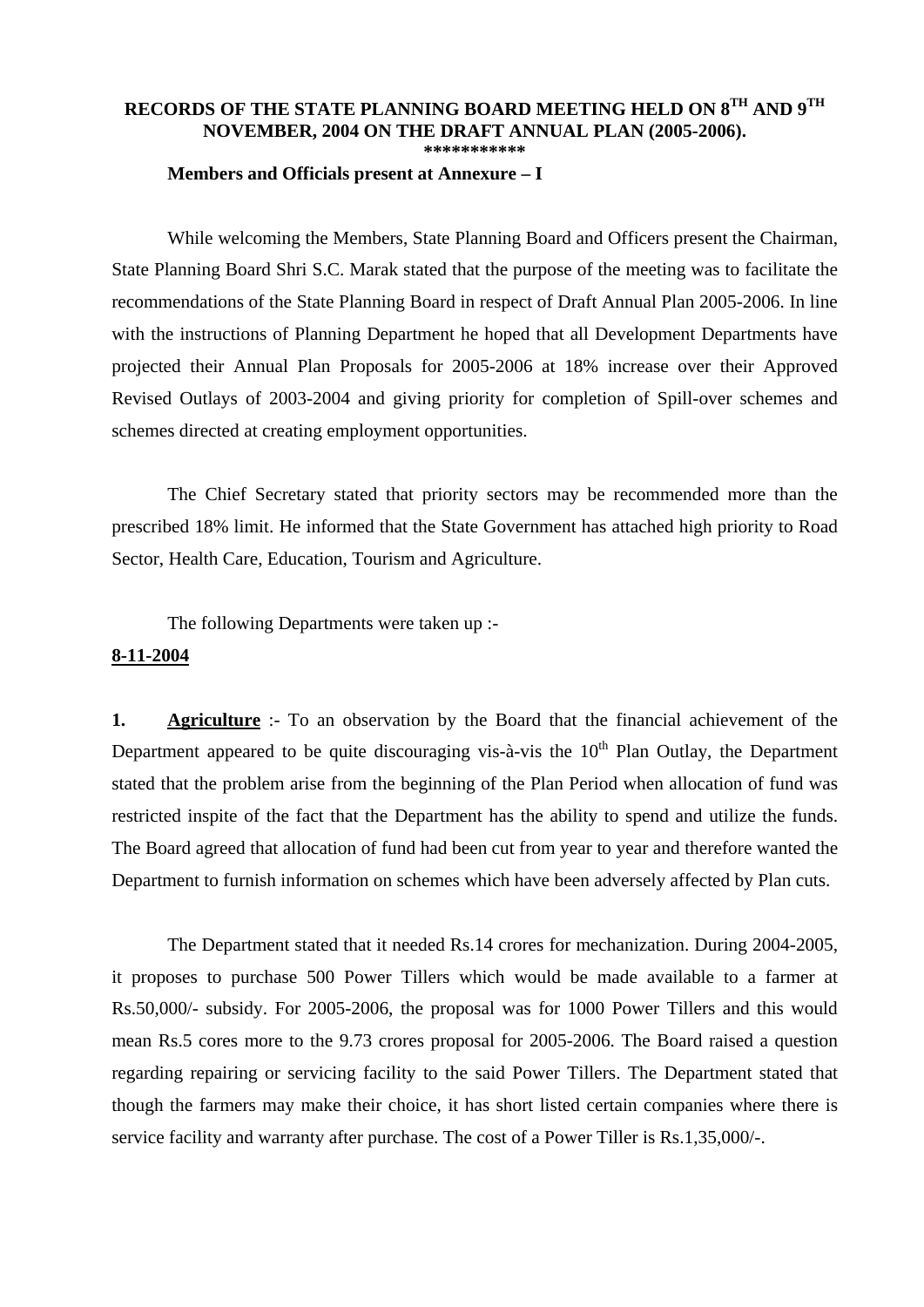# RECORDS OF THE STATE PLANNING BOARD MEETING HELD ON 8TH AND 9TH NOVEMBER, 2004 ON THE DRAFT ANNUAL PLAN (2005-2006).

**********

**Members and Officials present at Annexure – I**

While welcoming the Members, State Planning Board and Officers present the Chairman, State Planning Board Shri S.C. Marak stated that the purpose of the meeting was to facilitate the recommendations of the State Planning Board in respect of Draft Annual Plan 2005-2006. In line with the instructions of Planning Department he hoped that all Development Departments have projected their Annual Plan Proposals for 2005-2006 at 18% increase over their Approved Revised Outlays of 2003-2004 and giving priority for completion of Spill-over schemes and schemes directed at creating employment opportunities.

The Chief Secretary stated that priority sectors may be recommended more than the prescribed 18% limit. He informed that the State Government has attached high priority to Road Sector, Health Care, Education, Tourism and Agriculture.

The following Departments were taken up :-

**8-11-2004**

**1. Agriculture** :- To an observation by the Board that the financial achievement of the Department appeared to be quite discouraging vis-à-vis the 10th Plan Outlay, the Department stated that the problem arise from the beginning of the Plan Period when allocation of fund was restricted inspite of the fact that the Department has the ability to spend and utilize the funds. The Board agreed that allocation of fund had been cut from year to year and therefore wanted the Department to furnish information on schemes which have been adversely affected by Plan cuts.

The Department stated that it needed Rs.14 crores for mechanization. During 2004-2005, it proposes to purchase 500 Power Tillers which would be made available to a farmer at Rs.50,000/- subsidy. For 2005-2006, the proposal was for 1000 Power Tillers and this would mean Rs.5 cores more to the 9.73 crores proposal for 2005-2006. The Board raised a question regarding repairing or servicing facility to the said Power Tillers. The Department stated that though the farmers may make their choice, it has short listed certain companies where there is service facility and warranty after purchase. The cost of a Power Tiller is Rs.1,35,000/-.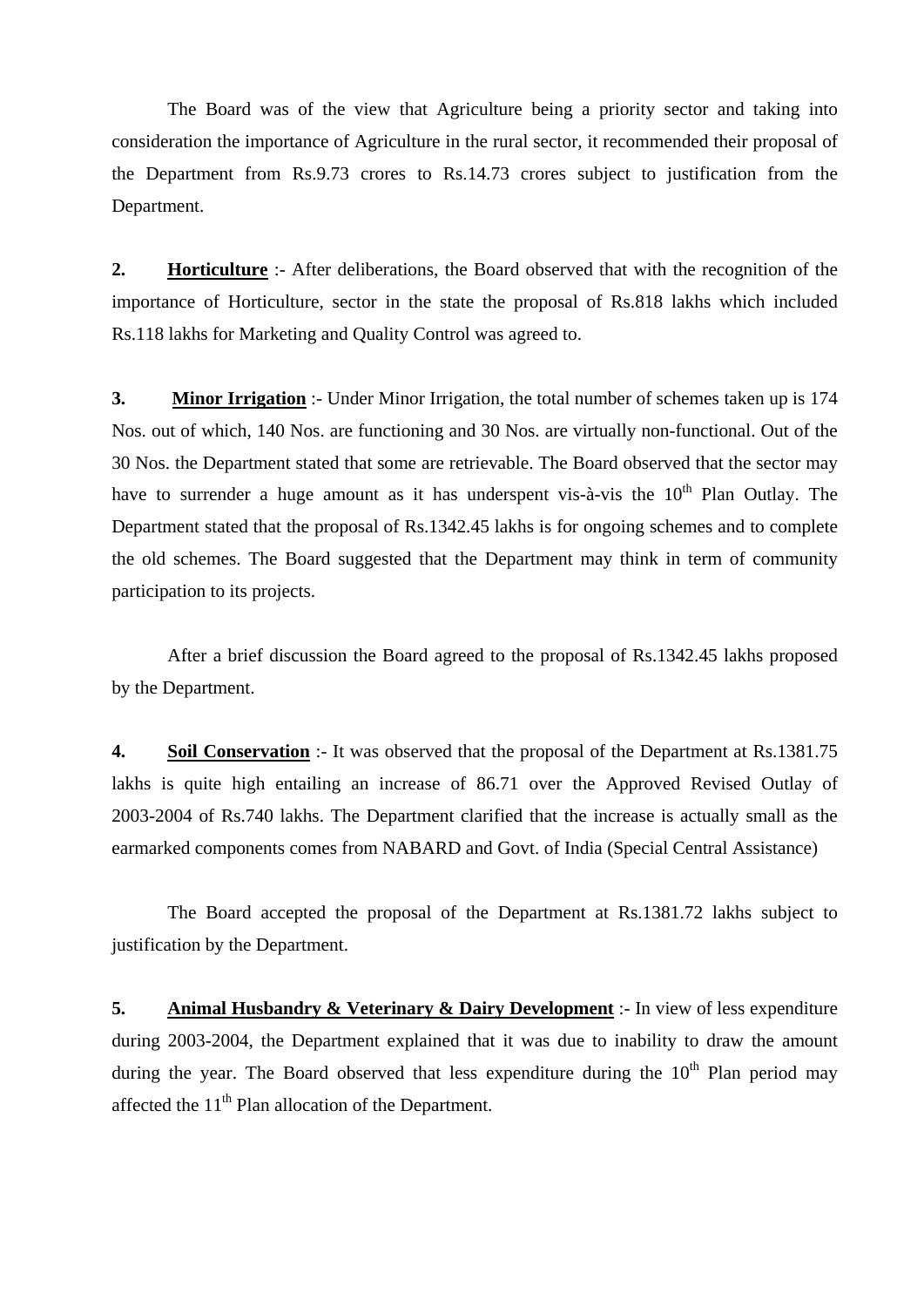The Board was of the view that Agriculture being a priority sector and taking into consideration the importance of Agriculture in the rural sector, it recommended their proposal of the Department from Rs.9.73 crores to Rs.14.73 crores subject to justification from the Department.

**2.** **Horticulture** :- After deliberations, the Board observed that with the recognition of the importance of Horticulture, sector in the state the proposal of Rs.818 lakhs which included Rs.118 lakhs for Marketing and Quality Control was agreed to.

**3.** **Minor Irrigation** :- Under Minor Irrigation, the total number of schemes taken up is 174 Nos. out of which, 140 Nos. are functioning and 30 Nos. are virtually non-functional. Out of the 30 Nos. the Department stated that some are retrievable. The Board observed that the sector may have to surrender a huge amount as it has underspent vis-à-vis the 10th Plan Outlay. The Department stated that the proposal of Rs.1342.45 lakhs is for ongoing schemes and to complete the old schemes. The Board suggested that the Department may think in term of community participation to its projects.

After a brief discussion the Board agreed to the proposal of Rs.1342.45 lakhs proposed by the Department.

**4.** **Soil Conservation** :- It was observed that the proposal of the Department at Rs.1381.75 lakhs is quite high entailing an increase of 86.71 over the Approved Revised Outlay of 2003-2004 of Rs.740 lakhs. The Department clarified that the increase is actually small as the earmarked components comes from NABARD and Govt. of India (Special Central Assistance)

The Board accepted the proposal of the Department at Rs.1381.72 lakhs subject to justification by the Department.

**5.** **Animal Husbandry & Veterinary & Dairy Development** :- In view of less expenditure during 2003-2004, the Department explained that it was due to inability to draw the amount during the year. The Board observed that less expenditure during the 10th Plan period may affected the 11th Plan allocation of the Department.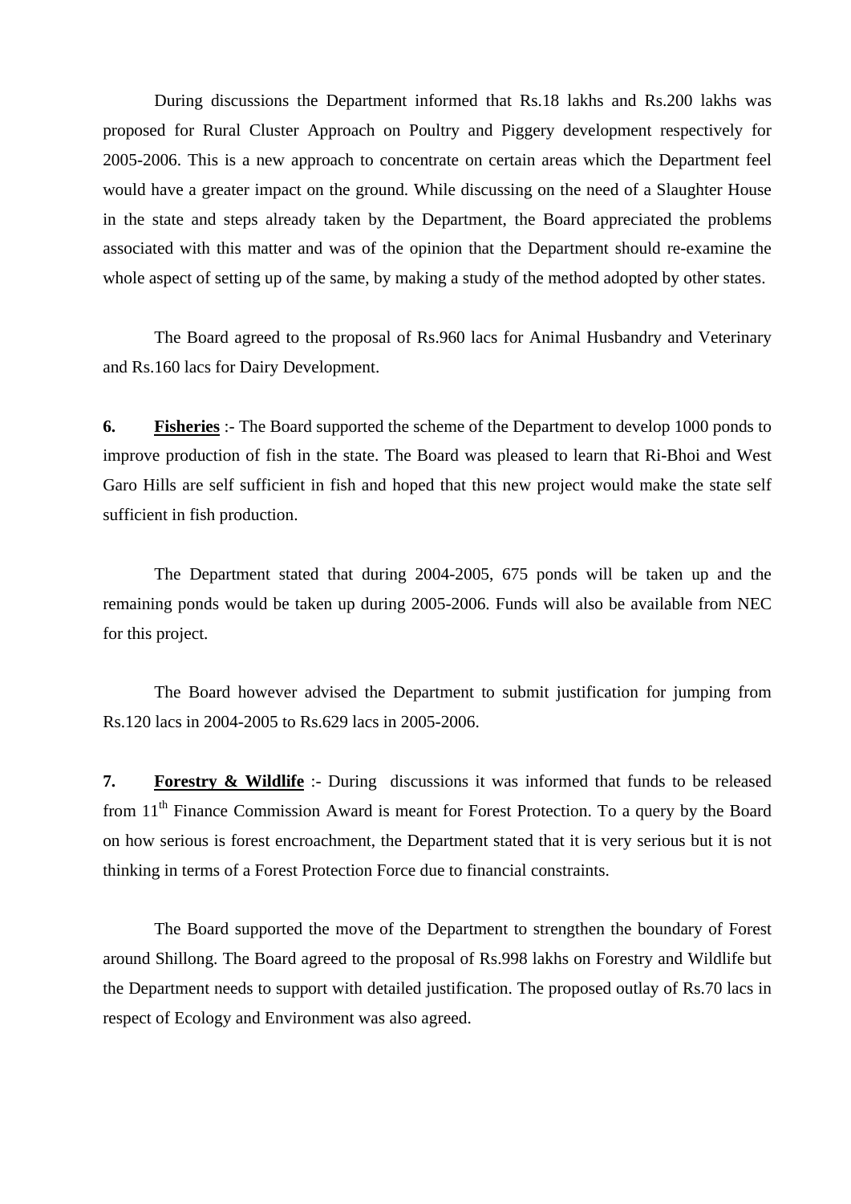During discussions the Department informed that Rs.18 lakhs and Rs.200 lakhs was proposed for Rural Cluster Approach on Poultry and Piggery development respectively for 2005-2006. This is a new approach to concentrate on certain areas which the Department feel would have a greater impact on the ground. While discussing on the need of a Slaughter House in the state and steps already taken by the Department, the Board appreciated the problems associated with this matter and was of the opinion that the Department should re-examine the whole aspect of setting up of the same, by making a study of the method adopted by other states.

The Board agreed to the proposal of Rs.960 lacs for Animal Husbandry and Veterinary and Rs.160 lacs for Dairy Development.

**6.** **<u>Fisheries</u>** :- The Board supported the scheme of the Department to develop 1000 ponds to improve production of fish in the state. The Board was pleased to learn that Ri-Bhoi and West Garo Hills are self sufficient in fish and hoped that this new project would make the state self sufficient in fish production.

The Department stated that during 2004-2005, 675 ponds will be taken up and the remaining ponds would be taken up during 2005-2006. Funds will also be available from NEC for this project.

The Board however advised the Department to submit justification for jumping from Rs.120 lacs in 2004-2005 to Rs.629 lacs in 2005-2006.

**7.** **<u>Forestry & Wildlife</u>** :- During discussions it was informed that funds to be released from 11th Finance Commission Award is meant for Forest Protection. To a query by the Board on how serious is forest encroachment, the Department stated that it is very serious but it is not thinking in terms of a Forest Protection Force due to financial constraints.

The Board supported the move of the Department to strengthen the boundary of Forest around Shillong. The Board agreed to the proposal of Rs.998 lakhs on Forestry and Wildlife but the Department needs to support with detailed justification. The proposed outlay of Rs.70 lacs in respect of Ecology and Environment was also agreed.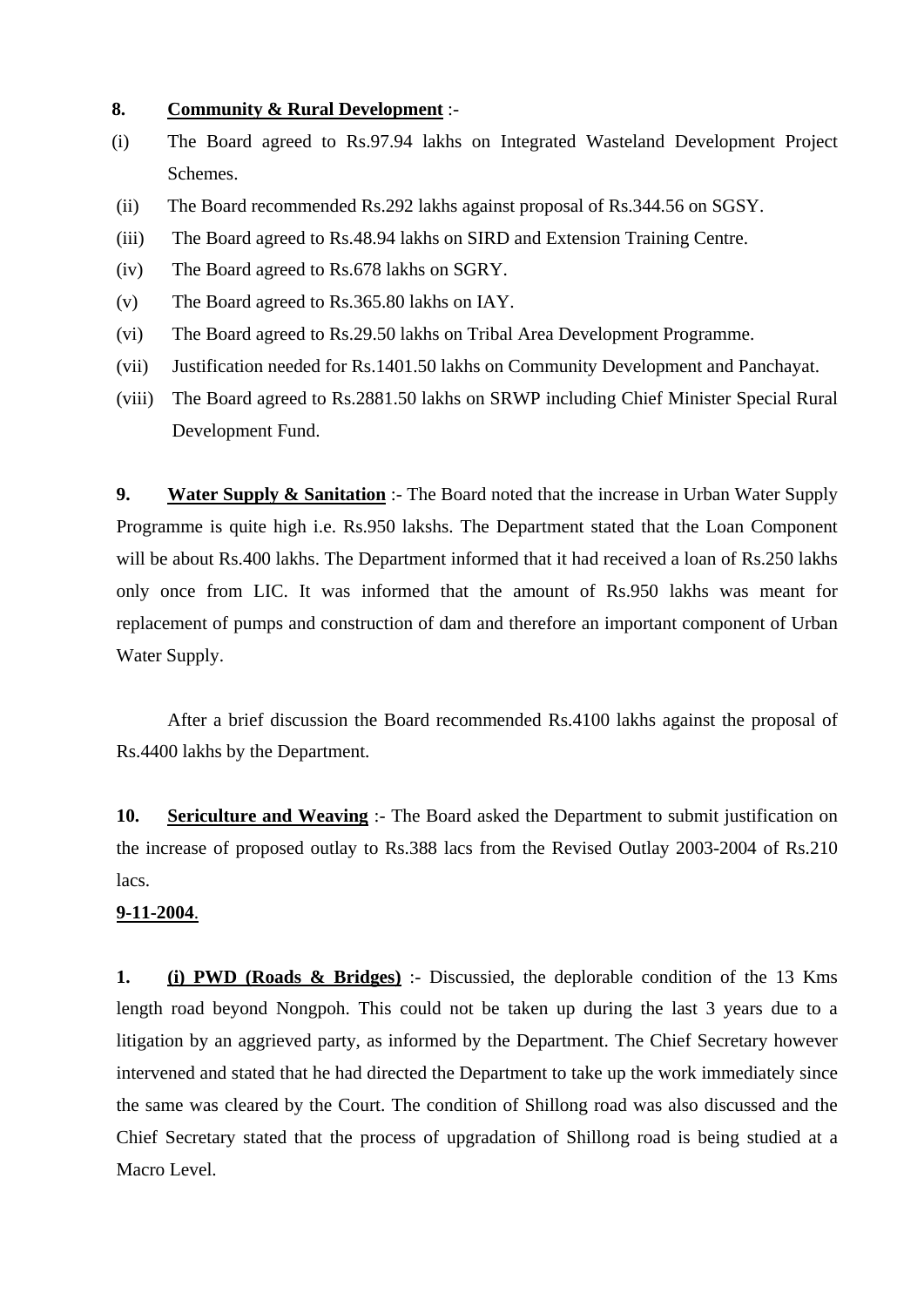**8.** **<u>Community & Rural Development</u>** :-

(i) The Board agreed to Rs.97.94 lakhs on Integrated Wasteland Development Project Schemes.

(ii) The Board recommended Rs.292 lakhs against proposal of Rs.344.56 on SGSY.

(iii) The Board agreed to Rs.48.94 lakhs on SIRD and Extension Training Centre.

(iv) The Board agreed to Rs.678 lakhs on SGRY.

(v) The Board agreed to Rs.365.80 lakhs on IAY.

(vi) The Board agreed to Rs.29.50 lakhs on Tribal Area Development Programme.

(vii) Justification needed for Rs.1401.50 lakhs on Community Development and Panchayat.

(viii) The Board agreed to Rs.2881.50 lakhs on SRWP including Chief Minister Special Rural Development Fund.

**9.** **<u>Water Supply & Sanitation</u>** :- The Board noted that the increase in Urban Water Supply Programme is quite high i.e. Rs.950 lakshs. The Department stated that the Loan Component will be about Rs.400 lakhs. The Department informed that it had received a loan of Rs.250 lakhs only once from LIC. It was informed that the amount of Rs.950 lakhs was meant for replacement of pumps and construction of dam and therefore an important component of Urban Water Supply.

After a brief discussion the Board recommended Rs.4100 lakhs against the proposal of Rs.4400 lakhs by the Department.

**10.** **<u>Sericulture and Weaving</u>** :- The Board asked the Department to submit justification on the increase of proposed outlay to Rs.388 lacs from the Revised Outlay 2003-2004 of Rs.210 lacs.

**<u>9-11-2004</u>**.

**1.** **<u>(i) PWD (Roads & Bridges)</u>** :- Discussied, the deplorable condition of the 13 Kms length road beyond Nongpoh. This could not be taken up during the last 3 years due to a litigation by an aggrieved party, as informed by the Department. The Chief Secretary however intervened and stated that he had directed the Department to take up the work immediately since the same was cleared by the Court. The condition of Shillong road was also discussed and the Chief Secretary stated that the process of upgradation of Shillong road is being studied at a Macro Level.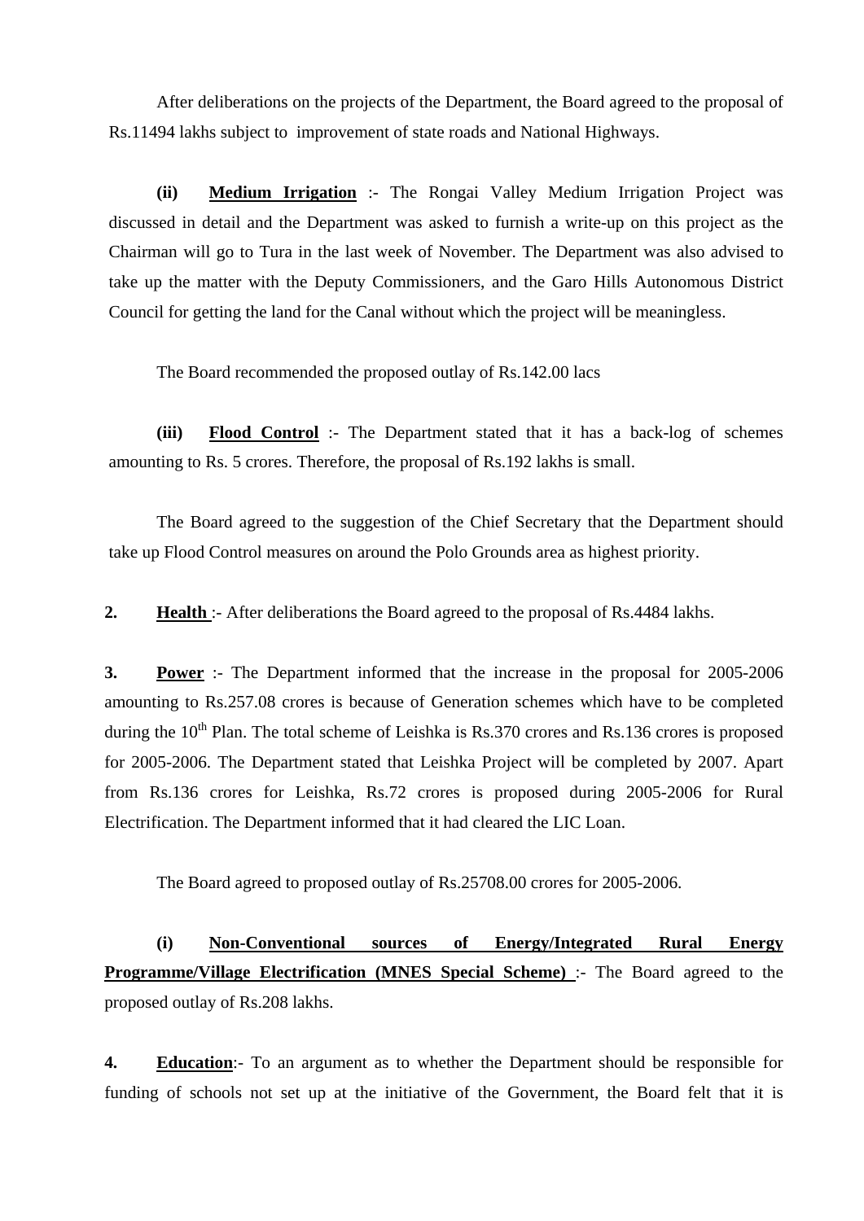After deliberations on the projects of the Department, the Board agreed to the proposal of Rs.11494 lakhs subject to improvement of state roads and National Highways.

**(ii)** **Medium Irrigation** :- The Rongai Valley Medium Irrigation Project was discussed in detail and the Department was asked to furnish a write-up on this project as the Chairman will go to Tura in the last week of November. The Department was also advised to take up the matter with the Deputy Commissioners, and the Garo Hills Autonomous District Council for getting the land for the Canal without which the project will be meaningless.

The Board recommended the proposed outlay of Rs.142.00 lacs

**(iii)** **Flood Control** :- The Department stated that it has a back-log of schemes amounting to Rs. 5 crores. Therefore, the proposal of Rs.192 lakhs is small.

The Board agreed to the suggestion of the Chief Secretary that the Department should take up Flood Control measures on around the Polo Grounds area as highest priority.

**2.** **Health** :- After deliberations the Board agreed to the proposal of Rs.4484 lakhs.

**3.** **Power** :- The Department informed that the increase in the proposal for 2005-2006 amounting to Rs.257.08 crores is because of Generation schemes which have to be completed during the 10th Plan. The total scheme of Leishka is Rs.370 crores and Rs.136 crores is proposed for 2005-2006. The Department stated that Leishka Project will be completed by 2007. Apart from Rs.136 crores for Leishka, Rs.72 crores is proposed during 2005-2006 for Rural Electrification. The Department informed that it had cleared the LIC Loan.

The Board agreed to proposed outlay of Rs.25708.00 crores for 2005-2006.

**(i)** **Non-Conventional sources of Energy/Integrated Rural Energy Programme/Village Electrification (MNES Special Scheme)** :- The Board agreed to the proposed outlay of Rs.208 lakhs.

**4.** **Education**:- To an argument as to whether the Department should be responsible for funding of schools not set up at the initiative of the Government, the Board felt that it is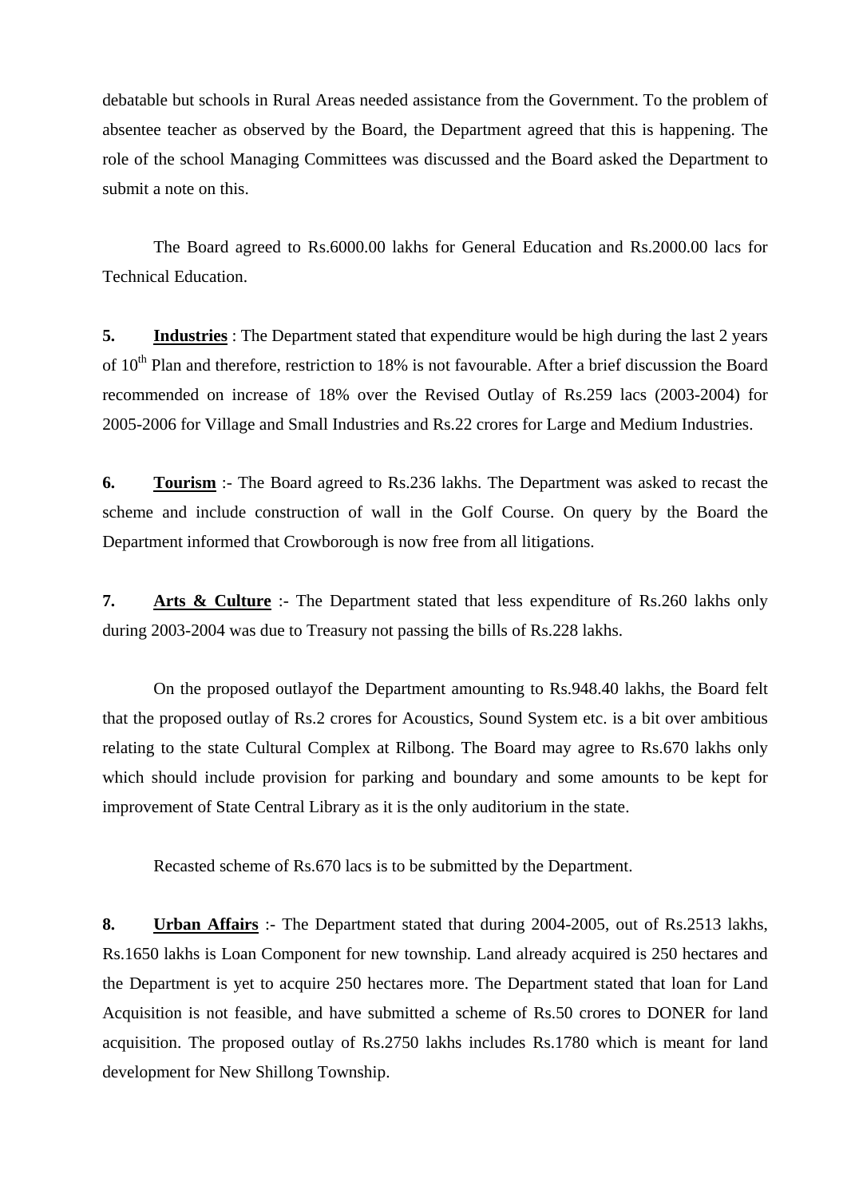debatable but schools in Rural Areas needed assistance from the Government. To the problem of absentee teacher as observed by the Board, the Department agreed that this is happening. The role of the school Managing Committees was discussed and the Board asked the Department to submit a note on this.

The Board agreed to Rs.6000.00 lakhs for General Education and Rs.2000.00 lacs for Technical Education.

**5.** **Industries** : The Department stated that expenditure would be high during the last 2 years of 10th Plan and therefore, restriction to 18% is not favourable. After a brief discussion the Board recommended on increase of 18% over the Revised Outlay of Rs.259 lacs (2003-2004) for 2005-2006 for Village and Small Industries and Rs.22 crores for Large and Medium Industries.

**6.** **Tourism** :- The Board agreed to Rs.236 lakhs. The Department was asked to recast the scheme and include construction of wall in the Golf Course. On query by the Board the Department informed that Crowborough is now free from all litigations.

**7.** **Arts & Culture** :- The Department stated that less expenditure of Rs.260 lakhs only during 2003-2004 was due to Treasury not passing the bills of Rs.228 lakhs.

On the proposed outlayof the Department amounting to Rs.948.40 lakhs, the Board felt that the proposed outlay of Rs.2 crores for Acoustics, Sound System etc. is a bit over ambitious relating to the state Cultural Complex at Rilbong. The Board may agree to Rs.670 lakhs only which should include provision for parking and boundary and some amounts to be kept for improvement of State Central Library as it is the only auditorium in the state.

Recasted scheme of Rs.670 lacs is to be submitted by the Department.

**8.** **Urban Affairs** :- The Department stated that during 2004-2005, out of Rs.2513 lakhs, Rs.1650 lakhs is Loan Component for new township. Land already acquired is 250 hectares and the Department is yet to acquire 250 hectares more. The Department stated that loan for Land Acquisition is not feasible, and have submitted a scheme of Rs.50 crores to DONER for land acquisition. The proposed outlay of Rs.2750 lakhs includes Rs.1780 which is meant for land development for New Shillong Township.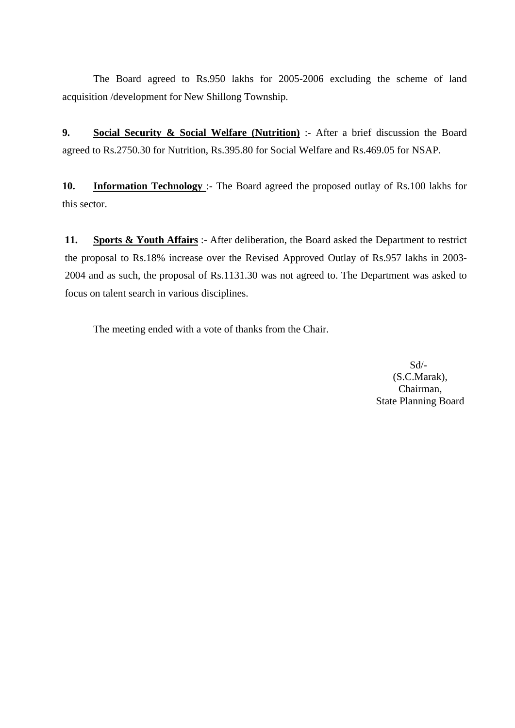The Board agreed to Rs.950 lakhs for 2005-2006 excluding the scheme of land acquisition /development for New Shillong Township.

**9.** **<u>Social Security & Social Welfare (Nutrition)</u>** :- After a brief discussion the Board agreed to Rs.2750.30 for Nutrition, Rs.395.80 for Social Welfare and Rs.469.05 for NSAP.

**10.** **<u>Information Technology</u>** :- The Board agreed the proposed outlay of Rs.100 lakhs for this sector.

**11.** **<u>Sports & Youth Affairs</u>** :- After deliberation, the Board asked the Department to restrict the proposal to Rs.18% increase over the Revised Approved Outlay of Rs.957 lakhs in 2003-2004 and as such, the proposal of Rs.1131.30 was not agreed to. The Department was asked to focus on talent search in various disciplines.

The meeting ended with a vote of thanks from the Chair.

Sd/-
(S.C.Marak),
Chairman,
State Planning Board